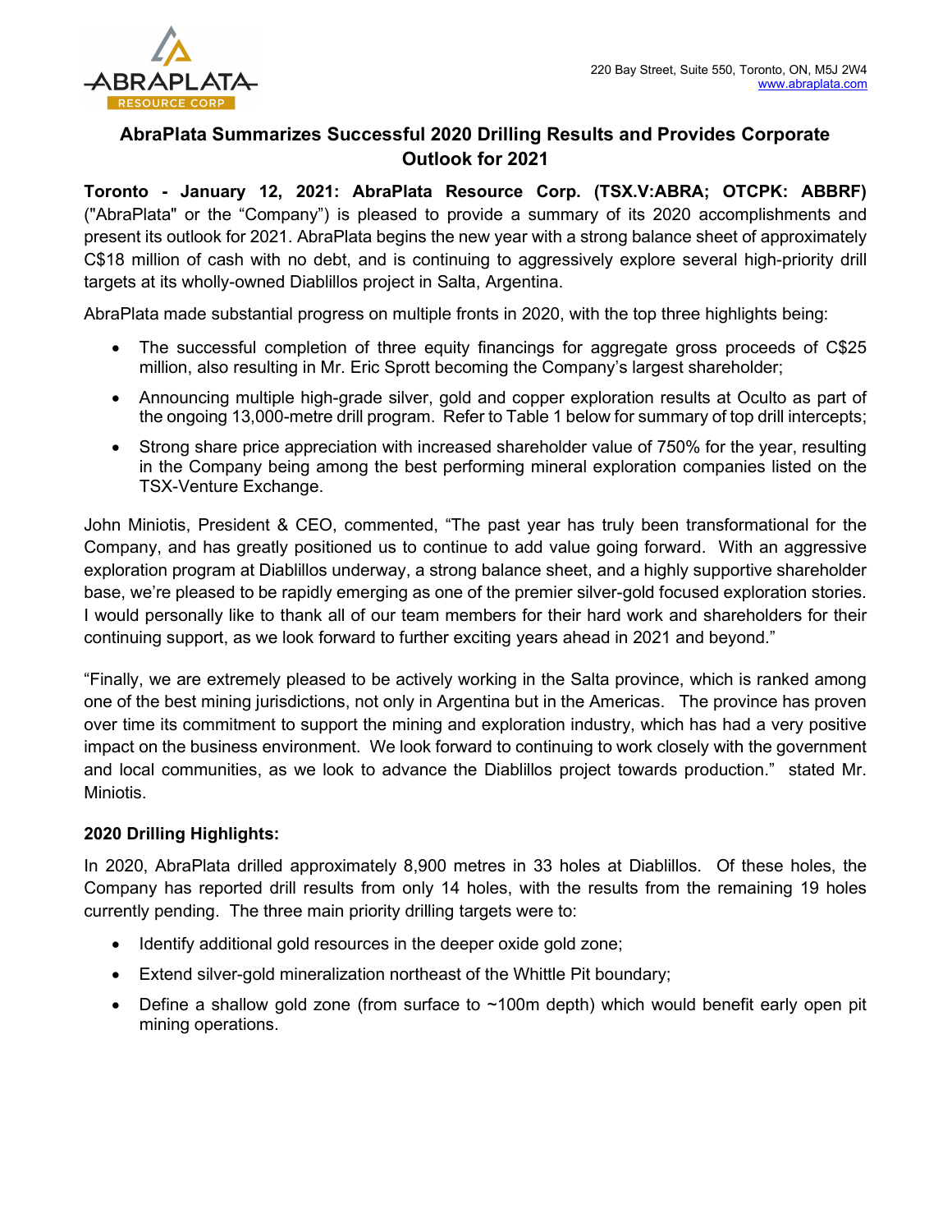220 Bay Street, Suite 550, Toronto, ON, M5J 2W4
www.abraplata.com

# AbraPlata Summarizes Successful 2020 Drilling Results and Provides Corporate Outlook for 2021

**Toronto - January 12, 2021: AbraPlata Resource Corp. (TSX.V:ABRA; OTCPK: ABBRF)** ("AbraPlata" or the "Company") is pleased to provide a summary of its 2020 accomplishments and present its outlook for 2021. AbraPlata begins the new year with a strong balance sheet of approximately C$18 million of cash with no debt, and is continuing to aggressively explore several high-priority drill targets at its wholly-owned Diablillos project in Salta, Argentina.

AbraPlata made substantial progress on multiple fronts in 2020, with the top three highlights being:

- The successful completion of three equity financings for aggregate gross proceeds of C$25 million, also resulting in Mr. Eric Sprott becoming the Company's largest shareholder;
- Announcing multiple high-grade silver, gold and copper exploration results at Oculto as part of the ongoing 13,000-metre drill program. Refer to Table 1 below for summary of top drill intercepts;
- Strong share price appreciation with increased shareholder value of 750% for the year, resulting in the Company being among the best performing mineral exploration companies listed on the TSX-Venture Exchange.

John Miniotis, President & CEO, commented, "The past year has truly been transformational for the Company, and has greatly positioned us to continue to add value going forward. With an aggressive exploration program at Diablillos underway, a strong balance sheet, and a highly supportive shareholder base, we're pleased to be rapidly emerging as one of the premier silver-gold focused exploration stories. I would personally like to thank all of our team members for their hard work and shareholders for their continuing support, as we look forward to further exciting years ahead in 2021 and beyond."

"Finally, we are extremely pleased to be actively working in the Salta province, which is ranked among one of the best mining jurisdictions, not only in Argentina but in the Americas. The province has proven over time its commitment to support the mining and exploration industry, which has had a very positive impact on the business environment. We look forward to continuing to work closely with the government and local communities, as we look to advance the Diablillos project towards production." stated Mr. Miniotis.

**2020 Drilling Highlights:**

In 2020, AbraPlata drilled approximately 8,900 metres in 33 holes at Diablillos. Of these holes, the Company has reported drill results from only 14 holes, with the results from the remaining 19 holes currently pending. The three main priority drilling targets were to:

- Identify additional gold resources in the deeper oxide gold zone;
- Extend silver-gold mineralization northeast of the Whittle Pit boundary;
- Define a shallow gold zone (from surface to ~100m depth) which would benefit early open pit mining operations.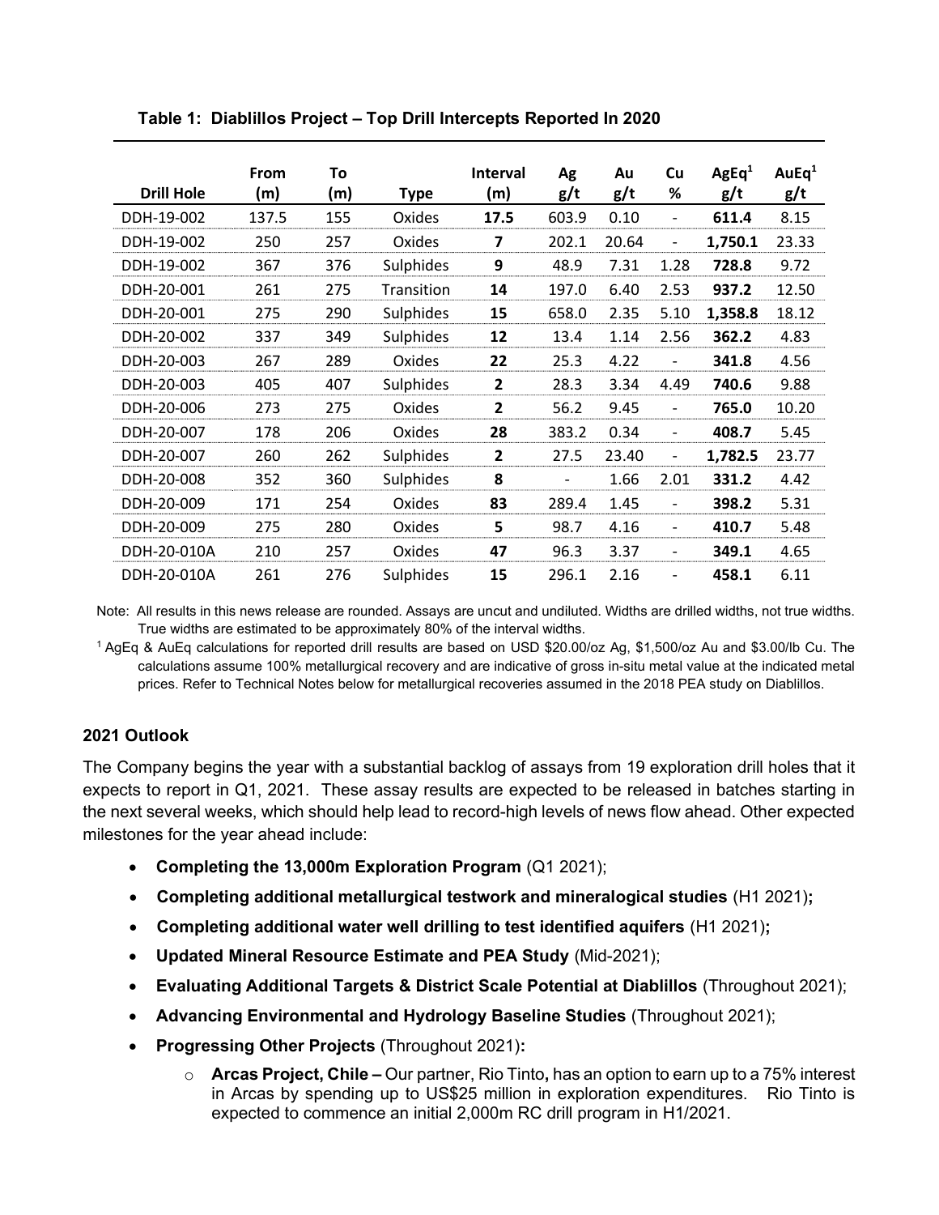**Table 1: Diablillos Project – Top Drill Intercepts Reported In 2020**

| Drill Hole | From (m) | To (m) | Type | Interval (m) | Ag g/t | Au g/t | Cu % | AgEq[1] g/t | AuEq[1] g/t |
|---|---|---|---|---|---|---|---|---|---|
| DDH-19-002 | 137.5 | 155 | Oxides | **17.5** | 603.9 | 0.10 | - | **611.4** | 8.15 |
| DDH-19-002 | 250 | 257 | Oxides | **7** | 202.1 | 20.64 | - | **1,750.1** | 23.33 |
| DDH-19-002 | 367 | 376 | Sulphides | **9** | 48.9 | 7.31 | 1.28 | **728.8** | 9.72 |
| DDH-20-001 | 261 | 275 | Transition | **14** | 197.0 | 6.40 | 2.53 | **937.2** | 12.50 |
| DDH-20-001 | 275 | 290 | Sulphides | **15** | 658.0 | 2.35 | 5.10 | **1,358.8** | 18.12 |
| DDH-20-002 | 337 | 349 | Sulphides | **12** | 13.4 | 1.14 | 2.56 | **362.2** | 4.83 |
| DDH-20-003 | 267 | 289 | Oxides | **22** | 25.3 | 4.22 | - | **341.8** | 4.56 |
| DDH-20-003 | 405 | 407 | Sulphides | **2** | 28.3 | 3.34 | 4.49 | **740.6** | 9.88 |
| DDH-20-006 | 273 | 275 | Oxides | **2** | 56.2 | 9.45 | - | **765.0** | 10.20 |
| DDH-20-007 | 178 | 206 | Oxides | **28** | 383.2 | 0.34 | - | **408.7** | 5.45 |
| DDH-20-007 | 260 | 262 | Sulphides | **2** | 27.5 | 23.40 | - | **1,782.5** | 23.77 |
| DDH-20-008 | 352 | 360 | Sulphides | **8** | - | 1.66 | 2.01 | **331.2** | 4.42 |
| DDH-20-009 | 171 | 254 | Oxides | **83** | 289.4 | 1.45 | - | **398.2** | 5.31 |
| DDH-20-009 | 275 | 280 | Oxides | **5** | 98.7 | 4.16 | - | **410.7** | 5.48 |
| DDH-20-010A | 210 | 257 | Oxides | **47** | 96.3 | 3.37 | - | **349.1** | 4.65 |
| DDH-20-010A | 261 | 276 | Sulphides | **15** | 296.1 | 2.16 | - | **458.1** | 6.11 |

Note: All results in this news release are rounded. Assays are uncut and undiluted. Widths are drilled widths, not true widths. True widths are estimated to be approximately 80% of the interval widths.

[1] AgEq & AuEq calculations for reported drill results are based on USD $20.00/oz Ag, $1,500/oz Au and $3.00/lb Cu. The calculations assume 100% metallurgical recovery and are indicative of gross in-situ metal value at the indicated metal prices. Refer to Technical Notes below for metallurgical recoveries assumed in the 2018 PEA study on Diablillos.

## 2021 Outlook

The Company begins the year with a substantial backlog of assays from 19 exploration drill holes that it expects to report in Q1, 2021. These assay results are expected to be released in batches starting in the next several weeks, which should help lead to record-high levels of news flow ahead. Other expected milestones for the year ahead include:

- **Completing the 13,000m Exploration Program** (Q1 2021);
- **Completing additional metallurgical testwork and mineralogical studies** (H1 2021)**;**
- **Completing additional water well drilling to test identified aquifers** (H1 2021)**;**
- **Updated Mineral Resource Estimate and PEA Study** (Mid-2021);
- **Evaluating Additional Targets & District Scale Potential at Diablillos** (Throughout 2021);
- **Advancing Environmental and Hydrology Baseline Studies** (Throughout 2021);
- **Progressing Other Projects** (Throughout 2021)**:**
  - **Arcas Project, Chile –** Our partner, Rio Tinto**,** has an option to earn up to a 75% interest in Arcas by spending up to US$25 million in exploration expenditures. Rio Tinto is expected to commence an initial 2,000m RC drill program in H1/2021.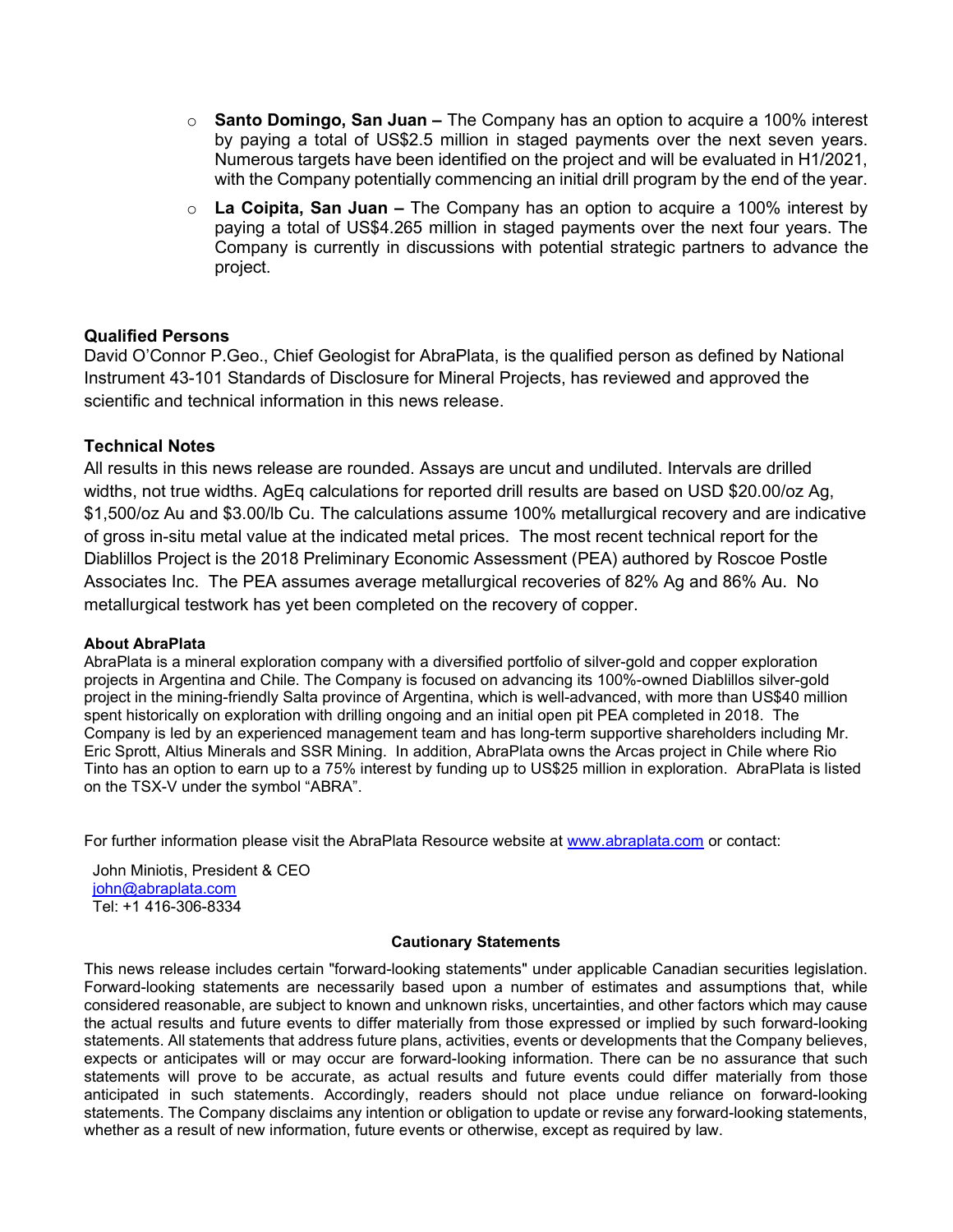- **Santo Domingo, San Juan –** The Company has an option to acquire a 100% interest by paying a total of US$2.5 million in staged payments over the next seven years. Numerous targets have been identified on the project and will be evaluated in H1/2021, with the Company potentially commencing an initial drill program by the end of the year.
- **La Coipita, San Juan –** The Company has an option to acquire a 100% interest by paying a total of US$4.265 million in staged payments over the next four years. The Company is currently in discussions with potential strategic partners to advance the project.

## Qualified Persons

David O'Connor P.Geo., Chief Geologist for AbraPlata, is the qualified person as defined by National Instrument 43-101 Standards of Disclosure for Mineral Projects, has reviewed and approved the scientific and technical information in this news release.

## Technical Notes

All results in this news release are rounded. Assays are uncut and undiluted. Intervals are drilled widths, not true widths. AgEq calculations for reported drill results are based on USD $20.00/oz Ag, $1,500/oz Au and $3.00/lb Cu. The calculations assume 100% metallurgical recovery and are indicative of gross in-situ metal value at the indicated metal prices. The most recent technical report for the Diablillos Project is the 2018 Preliminary Economic Assessment (PEA) authored by Roscoe Postle Associates Inc. The PEA assumes average metallurgical recoveries of 82% Ag and 86% Au. No metallurgical testwork has yet been completed on the recovery of copper.

### About AbraPlata

AbraPlata is a mineral exploration company with a diversified portfolio of silver-gold and copper exploration projects in Argentina and Chile. The Company is focused on advancing its 100%-owned Diablillos silver-gold project in the mining-friendly Salta province of Argentina, which is well-advanced, with more than US$40 million spent historically on exploration with drilling ongoing and an initial open pit PEA completed in 2018. The Company is led by an experienced management team and has long-term supportive shareholders including Mr. Eric Sprott, Altius Minerals and SSR Mining. In addition, AbraPlata owns the Arcas project in Chile where Rio Tinto has an option to earn up to a 75% interest by funding up to US$25 million in exploration. AbraPlata is listed on the TSX-V under the symbol "ABRA".

For further information please visit the AbraPlata Resource website at www.abraplata.com or contact:

John Miniotis, President & CEO
john@abraplata.com
Tel: +1 416-306-8334

**Cautionary Statements**

This news release includes certain "forward-looking statements" under applicable Canadian securities legislation. Forward-looking statements are necessarily based upon a number of estimates and assumptions that, while considered reasonable, are subject to known and unknown risks, uncertainties, and other factors which may cause the actual results and future events to differ materially from those expressed or implied by such forward-looking statements. All statements that address future plans, activities, events or developments that the Company believes, expects or anticipates will or may occur are forward-looking information. There can be no assurance that such statements will prove to be accurate, as actual results and future events could differ materially from those anticipated in such statements. Accordingly, readers should not place undue reliance on forward-looking statements. The Company disclaims any intention or obligation to update or revise any forward-looking statements, whether as a result of new information, future events or otherwise, except as required by law.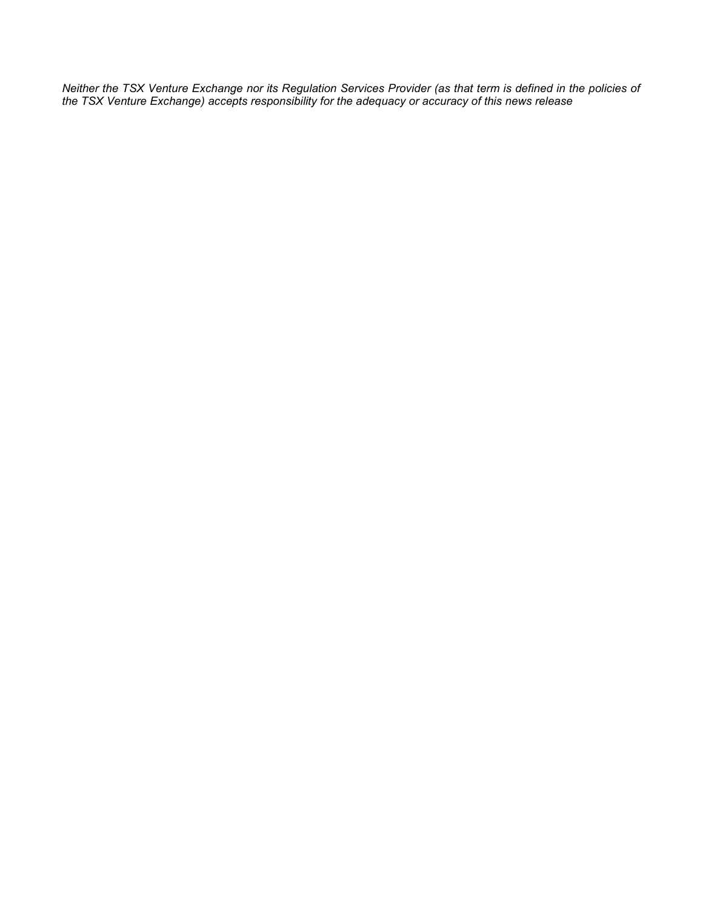*Neither the TSX Venture Exchange nor its Regulation Services Provider (as that term is defined in the policies of the TSX Venture Exchange) accepts responsibility for the adequacy or accuracy of this news release*